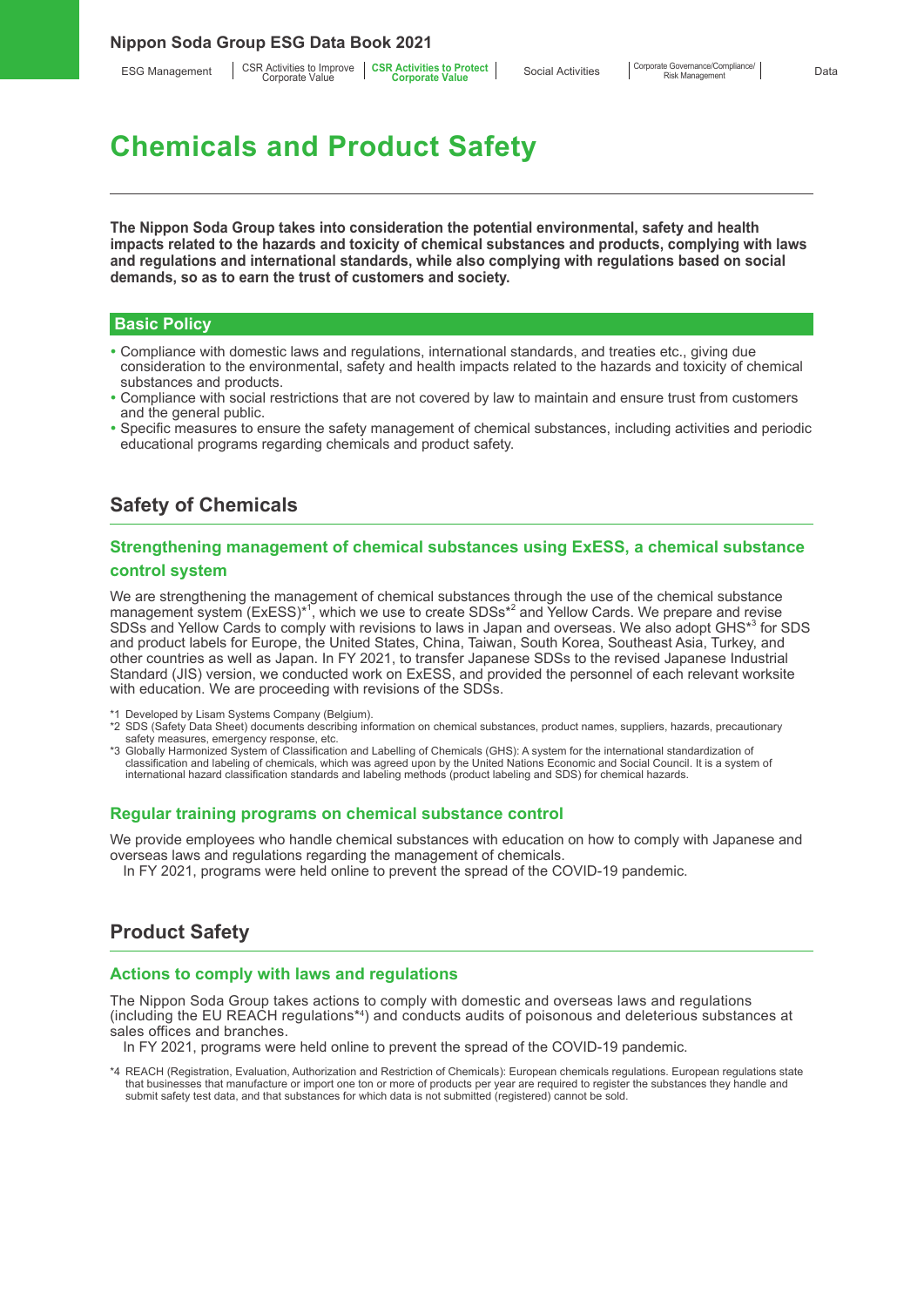# Chemicals and Product Safety

**The Nippon Soda Group takes into consideration the potential environmental, safety and health impacts related to the hazards and toxicity of chemical substances and products, complying with laws and regulations and international standards, while also complying with regulations based on social demands, so as to earn the trust of customers and society.**

## Basic Policy

- Compliance with domestic laws and regulations, international standards, and treaties etc., giving due consideration to the environmental, safety and health impacts related to the hazards and toxicity of chemical substances and products.
- Compliance with social restrictions that are not covered by law to maintain and ensure trust from customers and the general public.
- Specific measures to ensure the safety management of chemical substances, including activities and periodic educational programs regarding chemicals and product safety.

## Safety of Chemicals

### Strengthening management of chemical substances using ExESS, a chemical substance control system

We are strengthening the management of chemical substances through the use of the chemical substance management system (ExESS)*1, which we use to create SDSs*2 and Yellow Cards. We prepare and revise SDSs and Yellow Cards to comply with revisions to laws in Japan and overseas. We also adopt GHS*3 for SDS and product labels for Europe, the United States, China, Taiwan, South Korea, Southeast Asia, Turkey, and other countries as well as Japan. In FY 2021, to transfer Japanese SDSs to the revised Japanese Industrial Standard (JIS) version, we conducted work on ExESS, and provided the personnel of each relevant worksite with education. We are proceeding with revisions of the SDSs.

*1 Developed by Lisam Systems Company (Belgium).
*2 SDS (Safety Data Sheet) documents describing information on chemical substances, product names, suppliers, hazards, precautionary safety measures, emergency response, etc.
*3 Globally Harmonized System of Classification and Labelling of Chemicals (GHS): A system for the international standardization of classification and labeling of chemicals, which was agreed upon by the United Nations Economic and Social Council. It is a system of international hazard classification standards and labeling methods (product labeling and SDS) for chemical hazards.

### Regular training programs on chemical substance control

We provide employees who handle chemical substances with education on how to comply with Japanese and overseas laws and regulations regarding the management of chemicals.

In FY 2021, programs were held online to prevent the spread of the COVID-19 pandemic.

## Product Safety

### Actions to comply with laws and regulations

The Nippon Soda Group takes actions to comply with domestic and overseas laws and regulations (including the EU REACH regulations*4) and conducts audits of poisonous and deleterious substances at sales offices and branches.

In FY 2021, programs were held online to prevent the spread of the COVID-19 pandemic.

*4 REACH (Registration, Evaluation, Authorization and Restriction of Chemicals): European chemicals regulations. European regulations state that businesses that manufacture or import one ton or more of products per year are required to register the substances they handle and submit safety test data, and that substances for which data is not submitted (registered) cannot be sold.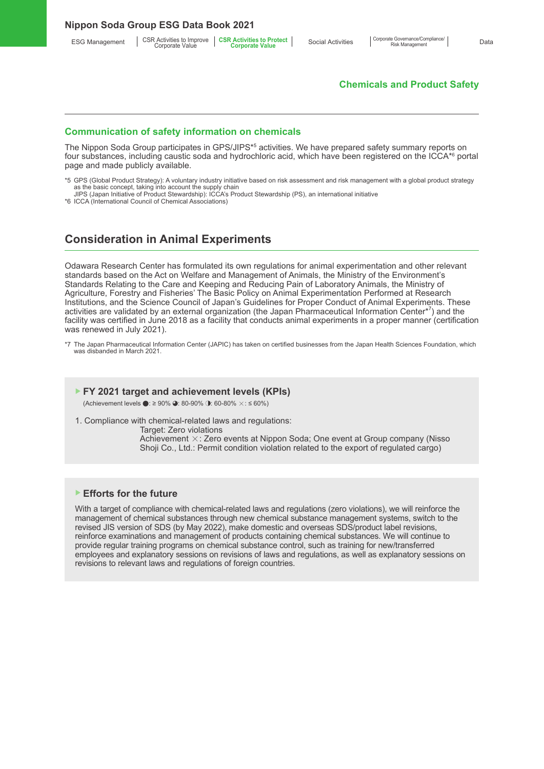## Chemicals and Product Safety

### Communication of safety information on chemicals

The Nippon Soda Group participates in GPS/JIPS*[5] activities. We have prepared safety summary reports on four substances, including caustic soda and hydrochloric acid, which have been registered on the ICCA*[6] portal page and made publicly available.

*5 GPS (Global Product Strategy): A voluntary industry initiative based on risk assessment and risk management with a global product strategy as the basic concept, taking into account the supply chain
JIPS (Japan Initiative of Product Stewardship): ICCA's Product Stewardship (PS), an international initiative
*6 ICCA (International Council of Chemical Associations)

## Consideration in Animal Experiments

Odawara Research Center has formulated its own regulations for animal experimentation and other relevant standards based on the Act on Welfare and Management of Animals, the Ministry of the Environment's Standards Relating to the Care and Keeping and Reducing Pain of Laboratory Animals, the Ministry of Agriculture, Forestry and Fisheries' The Basic Policy on Animal Experimentation Performed at Research Institutions, and the Science Council of Japan's Guidelines for Proper Conduct of Animal Experiments. These activities are validated by an external organization (the Japan Pharmaceutical Information Center*[7]) and the facility was certified in June 2018 as a facility that conducts animal experiments in a proper manner (certification was renewed in July 2021).

*7 The Japan Pharmaceutical Information Center (JAPIC) has taken on certified businesses from the Japan Health Sciences Foundation, which was disbanded in March 2021.

### FY 2021 target and achievement levels (KPIs)

(Achievement levels ●: ≥ 90% ◕: 80-90% ◑: 60-80% ×: ≤ 60%)

1. Compliance with chemical-related laws and regulations:
   Target: Zero violations
   Achievement ×: Zero events at Nippon Soda; One event at Group company (Nisso Shoji Co., Ltd.: Permit condition violation related to the export of regulated cargo)

### Efforts for the future

With a target of compliance with chemical-related laws and regulations (zero violations), we will reinforce the management of chemical substances through new chemical substance management systems, switch to the revised JIS version of SDS (by May 2022), make domestic and overseas SDS/product label revisions, reinforce examinations and management of products containing chemical substances. We will continue to provide regular training programs on chemical substance control, such as training for new/transferred employees and explanatory sessions on revisions of laws and regulations, as well as explanatory sessions on revisions to relevant laws and regulations of foreign countries.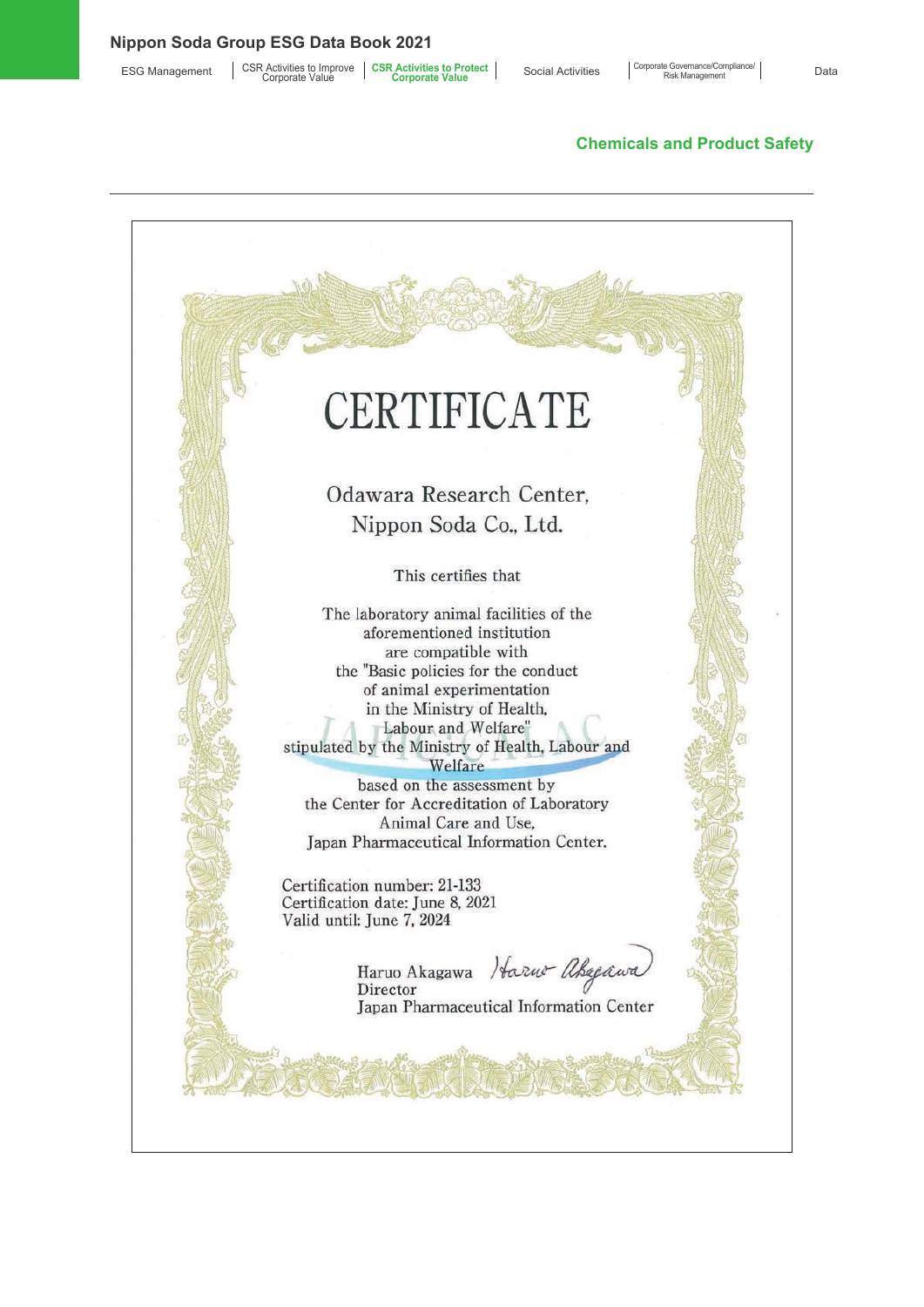## Chemicals and Product Safety

# CERTIFICATE

Odawara Research Center,
Nippon Soda Co., Ltd.

This certifies that

The laboratory animal facilities of the aforementioned institution are compatible with the "Basic policies for the conduct of animal experimentation in the Ministry of Health, Labour and Welfare" stipulated by the Ministry of Health, Labour and Welfare based on the assessment by the Center for Accreditation of Laboratory Animal Care and Use, Japan Pharmaceutical Information Center.

Certification number: 21-133
Certification date: June 8, 2021
Valid until: June 7, 2024

Haruo Akagawa
Director
Japan Pharmaceutical Information Center